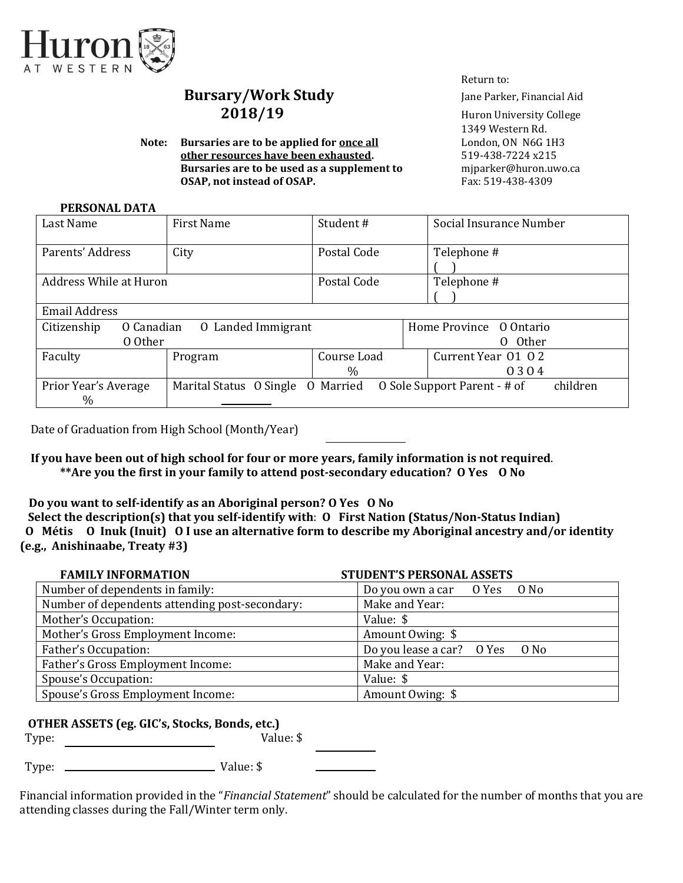Huron AT WESTERN

# Bursary/Work Study 2018/19

**Note: Bursaries are to be applied for <u>once all other resources have been exhausted</u>. Bursaries are to be used as a supplement to OSAP, not instead of OSAP.**

Return to:
Jane Parker, Financial Aid
Huron University College
1349 Western Rd.
London, ON N6G 1H3
519-438-7224 x215
mjparker@huron.uwo.ca
Fax: 519-438-4309

**PERSONAL DATA**

| Last Name | First Name | Student # | Social Insurance Number |
|---|---|---|---|
| Parents' Address | City | Postal Code | Telephone # ( ) |
| Address While at Huron | | Postal Code | Telephone # ( ) |
| Email Address | | | |
| Citizenship O Canadian O Landed Immigrant O Other | | Home Province O Ontario O Other | |
| Faculty | Program | Course Load % | Current Year O1 O2 O3 O4 |
| Prior Year's Average % | Marital Status O Single O Married O Sole Support Parent - # of ______ children | | |

Date of Graduation from High School (Month/Year) ______________

**If you have been out of high school for four or more years, family information is not required.**
**\*\*Are you the first in your family to attend post-secondary education? O Yes O No**

**Do you want to self-identify as an Aboriginal person? O Yes O No**
**Select the description(s) that you self-identify with: O First Nation (Status/Non-Status Indian) O Métis O Inuk (Inuit) O I use an alternative form to describe my Aboriginal ancestry and/or identity (e.g., Anishinaabe, Treaty #3)**

| FAMILY INFORMATION | STUDENT'S PERSONAL ASSETS |
|---|---|
| Number of dependents in family: | Do you own a car O Yes O No |
| Number of dependents attending post-secondary: | Make and Year: |
| Mother's Occupation: | Value: $ |
| Mother's Gross Employment Income: | Amount Owing: $ |
| Father's Occupation: | Do you lease a car? O Yes O No |
| Father's Gross Employment Income: | Make and Year: |
| Spouse's Occupation: | Value: $ |
| Spouse's Gross Employment Income: | Amount Owing: $ |

**OTHER ASSETS (eg. GIC's, Stocks, Bonds, etc.)**

Type: ______________________ Value: $ __________

Type: ______________________ Value: $ __________

Financial information provided in the "*Financial Statement*" should be calculated for the number of months that you are attending classes during the Fall/Winter term only.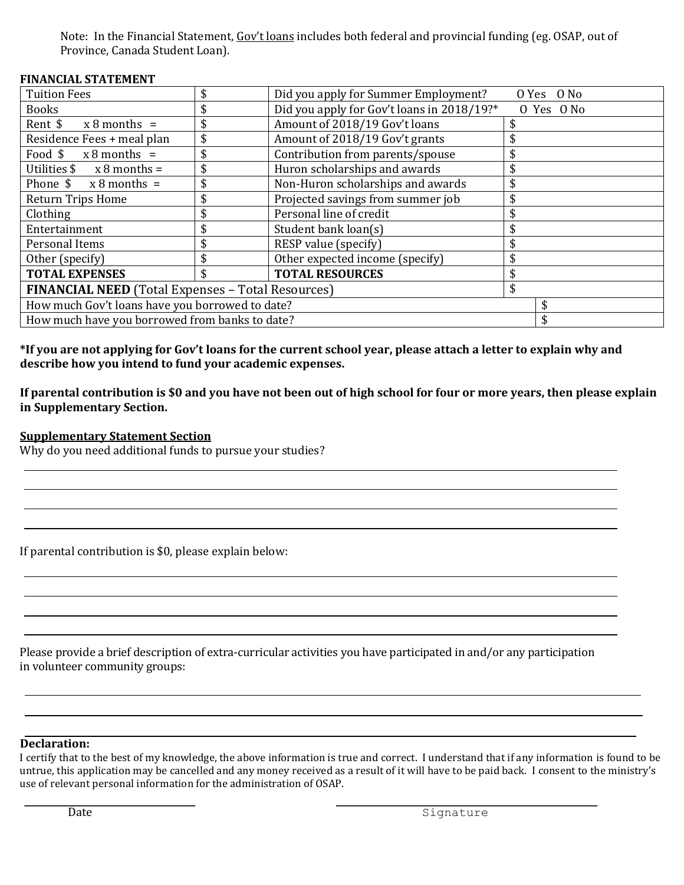Note: In the Financial Statement, Gov't loans includes both federal and provincial funding (eg. OSAP, out of Province, Canada Student Loan).

**FINANCIAL STATEMENT**

| | | | | |
|---|---|---|---|---|
| Tuition Fees | $ | Did you apply for Summer Employment? O Yes O No | | |
| Books | $ | Did you apply for Gov't loans in 2018/19?* O Yes O No | | |
| Rent $ x 8 months = | $ | Amount of 2018/19 Gov't loans | $ | |
| Residence Fees + meal plan | $ | Amount of 2018/19 Gov't grants | $ | |
| Food $ x 8 months = | $ | Contribution from parents/spouse | $ | |
| Utilities $ x 8 months = | $ | Huron scholarships and awards | $ | |
| Phone $ x 8 months = | $ | Non-Huron scholarships and awards | $ | |
| Return Trips Home | $ | Projected savings from summer job | $ | |
| Clothing | $ | Personal line of credit | $ | |
| Entertainment | $ | Student bank loan(s) | $ | |
| Personal Items | $ | RESP value (specify) | $ | |
| Other (specify) | $ | Other expected income (specify) | $ | |
| **TOTAL EXPENSES** | $ | **TOTAL RESOURCES** | $ | |
| **FINANCIAL NEED** (Total Expenses – Total Resources) | | | $ | |
| How much Gov't loans have you borrowed to date? | | | | $ |
| How much have you borrowed from banks to date? | | | | $ |

**\*If you are not applying for Gov't loans for the current school year, please attach a letter to explain why and describe how you intend to fund your academic expenses.**

**If parental contribution is $0 and you have not been out of high school for four or more years, then please explain in Supplementary Section.**

**Supplementary Statement Section**

Why do you need additional funds to pursue your studies?

_______________________________________________

_______________________________________________

_______________________________________________

_______________________________________________

If parental contribution is $0, please explain below:

_______________________________________________

_______________________________________________

_______________________________________________

_______________________________________________

Please provide a brief description of extra-curricular activities you have participated in and/or any participation in volunteer community groups:

_______________________________________________

_______________________________________________

_______________________________________________

**Declaration:**

I certify that to the best of my knowledge, the above information is true and correct. I understand that if any information is found to be untrue, this application may be cancelled and any money received as a result of it will have to be paid back. I consent to the ministry's use of relevant personal information for the administration of OSAP.

_______________________ _______________________

Date Signature